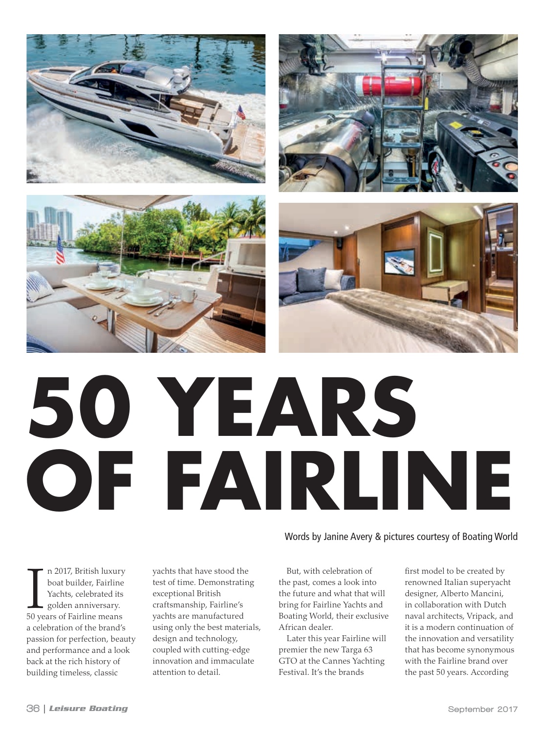# 50 YEARS OF FAIRLINE

Words by Janine Avery & pictures courtesy of Boating World

In 2017, British luxury boat builder, Fairline Yachts, celebrated its golden anniversary. 50 years of Fairline means a celebration of the brand's passion for perfection, beauty and performance and a look back at the rich history of building timeless, classic yachts that have stood the test of time. Demonstrating exceptional British craftsmanship, Fairline's yachts are manufactured using only the best materials, design and technology, coupled with cutting-edge innovation and immaculate attention to detail.

But, with celebration of the past, comes a look into the future and what that will bring for Fairline Yachts and Boating World, their exclusive African dealer.

Later this year Fairline will premier the new Targa 63 GTO at the Cannes Yachting Festival. It's the brands first model to be created by renowned Italian superyacht designer, Alberto Mancini, in collaboration with Dutch naval architects, Vripack, and it is a modern continuation of the innovation and versatility that has become synonymous with the Fairline brand over the past 50 years. According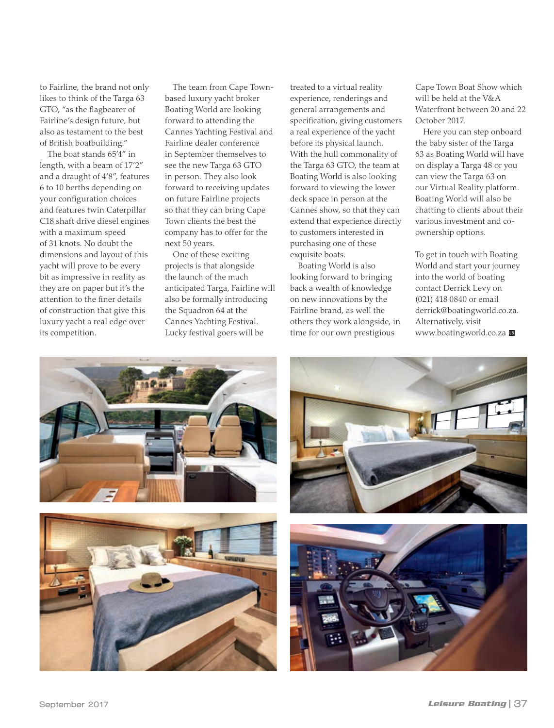to Fairline, the brand not only likes to think of the Targa 63 GTO, "as the flagbearer of Fairline's design future, but also as testament to the best of British boatbuilding."

The boat stands 65'4" in length, with a beam of 17'2" and a draught of 4'8", features 6 to 10 berths depending on your configuration choices and features twin Caterpillar C18 shaft drive diesel engines with a maximum speed of 31 knots. No doubt the dimensions and layout of this yacht will prove to be every bit as impressive in reality as they are on paper but it's the attention to the finer details of construction that give this luxury yacht a real edge over its competition.

The team from Cape Town-based luxury yacht broker Boating World are looking forward to attending the Cannes Yachting Festival and Fairline dealer conference in September themselves to see the new Targa 63 GTO in person. They also look forward to receiving updates on future Fairline projects so that they can bring Cape Town clients the best the company has to offer for the next 50 years.

One of these exciting projects is that alongside the launch of the much anticipated Targa, Fairline will also be formally introducing the Squadron 64 at the Cannes Yachting Festival. Lucky festival goers will be treated to a virtual reality experience, renderings and general arrangements and specification, giving customers a real experience of the yacht before its physical launch. With the hull commonality of the Targa 63 GTO, the team at Boating World is also looking forward to viewing the lower deck space in person at the Cannes show, so that they can extend that experience directly to customers interested in purchasing one of these exquisite boats.

Boating World is also looking forward to bringing back a wealth of knowledge on new innovations by the Fairline brand, as well the others they work alongside, in time for our own prestigious Cape Town Boat Show which will be held at the V&A Waterfront between 20 and 22 October 2017.

Here you can step onboard the baby sister of the Targa 63 as Boating World will have on display a Targa 48 or you can view the Targa 63 on our Virtual Reality platform. Boating World will also be chatting to clients about their various investment and co-ownership options.

To get in touch with Boating World and start your journey into the world of boating contact Derrick Levy on (021) 418 0840 or email derrick@boatingworld.co.za. Alternatively, visit www.boatingworld.co.za